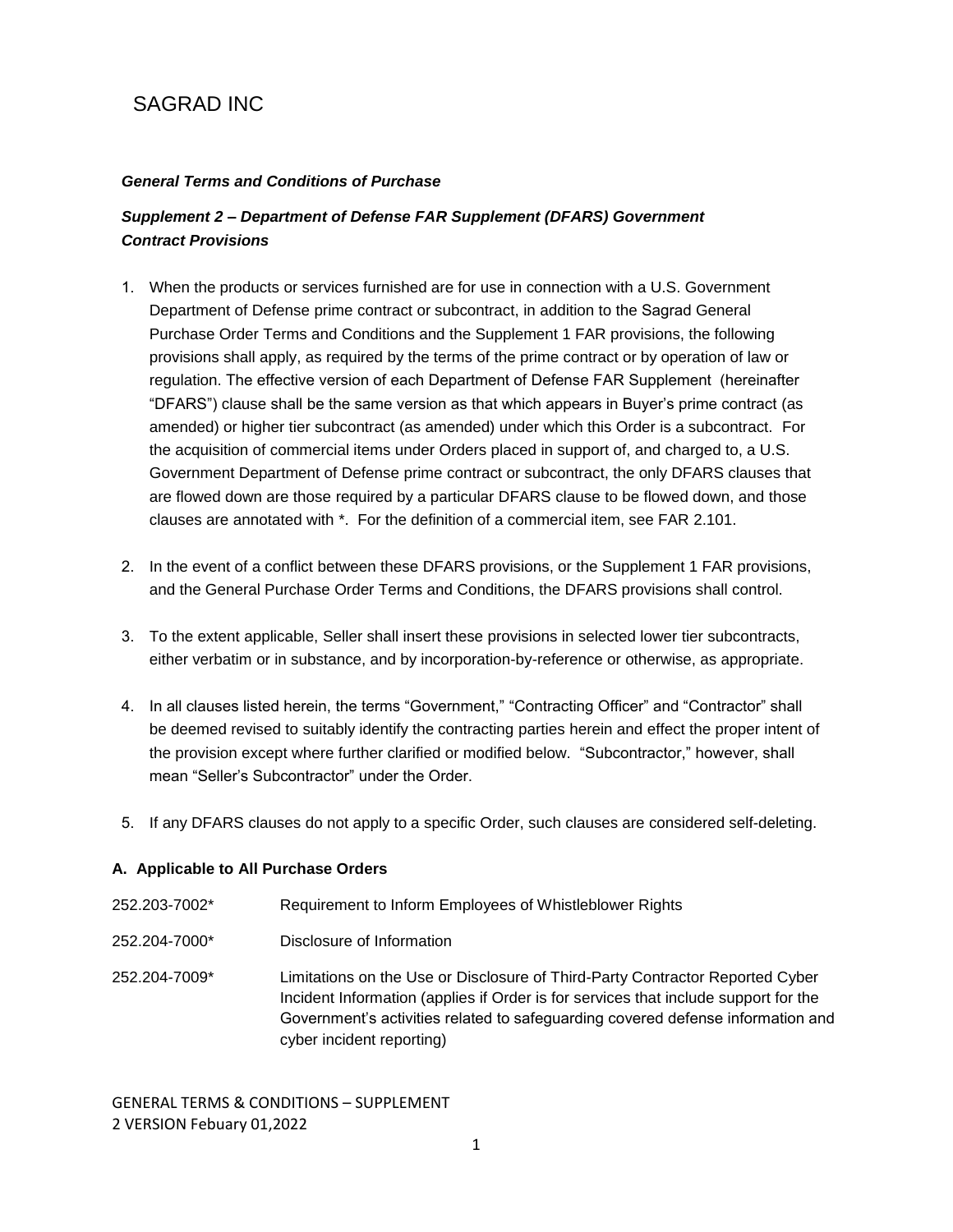# SAGRAD INC

***General Terms and Conditions of Purchase***

## *Supplement 2 – Department of Defense FAR Supplement (DFARS) Government Contract Provisions*

1. When the products or services furnished are for use in connection with a U.S. Government Department of Defense prime contract or subcontract, in addition to the Sagrad General Purchase Order Terms and Conditions and the Supplement 1 FAR provisions, the following provisions shall apply, as required by the terms of the prime contract or by operation of law or regulation. The effective version of each Department of Defense FAR Supplement (hereinafter "DFARS") clause shall be the same version as that which appears in Buyer's prime contract (as amended) or higher tier subcontract (as amended) under which this Order is a subcontract. For the acquisition of commercial items under Orders placed in support of, and charged to, a U.S. Government Department of Defense prime contract or subcontract, the only DFARS clauses that are flowed down are those required by a particular DFARS clause to be flowed down, and those clauses are annotated with *. For the definition of a commercial item, see FAR 2.101.

2. In the event of a conflict between these DFARS provisions, or the Supplement 1 FAR provisions, and the General Purchase Order Terms and Conditions, the DFARS provisions shall control.

3. To the extent applicable, Seller shall insert these provisions in selected lower tier subcontracts, either verbatim or in substance, and by incorporation-by-reference or otherwise, as appropriate.

4. In all clauses listed herein, the terms "Government," "Contracting Officer" and "Contractor" shall be deemed revised to suitably identify the contracting parties herein and effect the proper intent of the provision except where further clarified or modified below. "Subcontractor," however, shall mean "Seller's Subcontractor" under the Order.

5. If any DFARS clauses do not apply to a specific Order, such clauses are considered self-deleting.

### A. Applicable to All Purchase Orders

| | |
|---|---|
| 252.203-7002* | Requirement to Inform Employees of Whistleblower Rights |
| 252.204-7000* | Disclosure of Information |
| 252.204-7009* | Limitations on the Use or Disclosure of Third-Party Contractor Reported Cyber Incident Information (applies if Order is for services that include support for the Government's activities related to safeguarding covered defense information and cyber incident reporting) |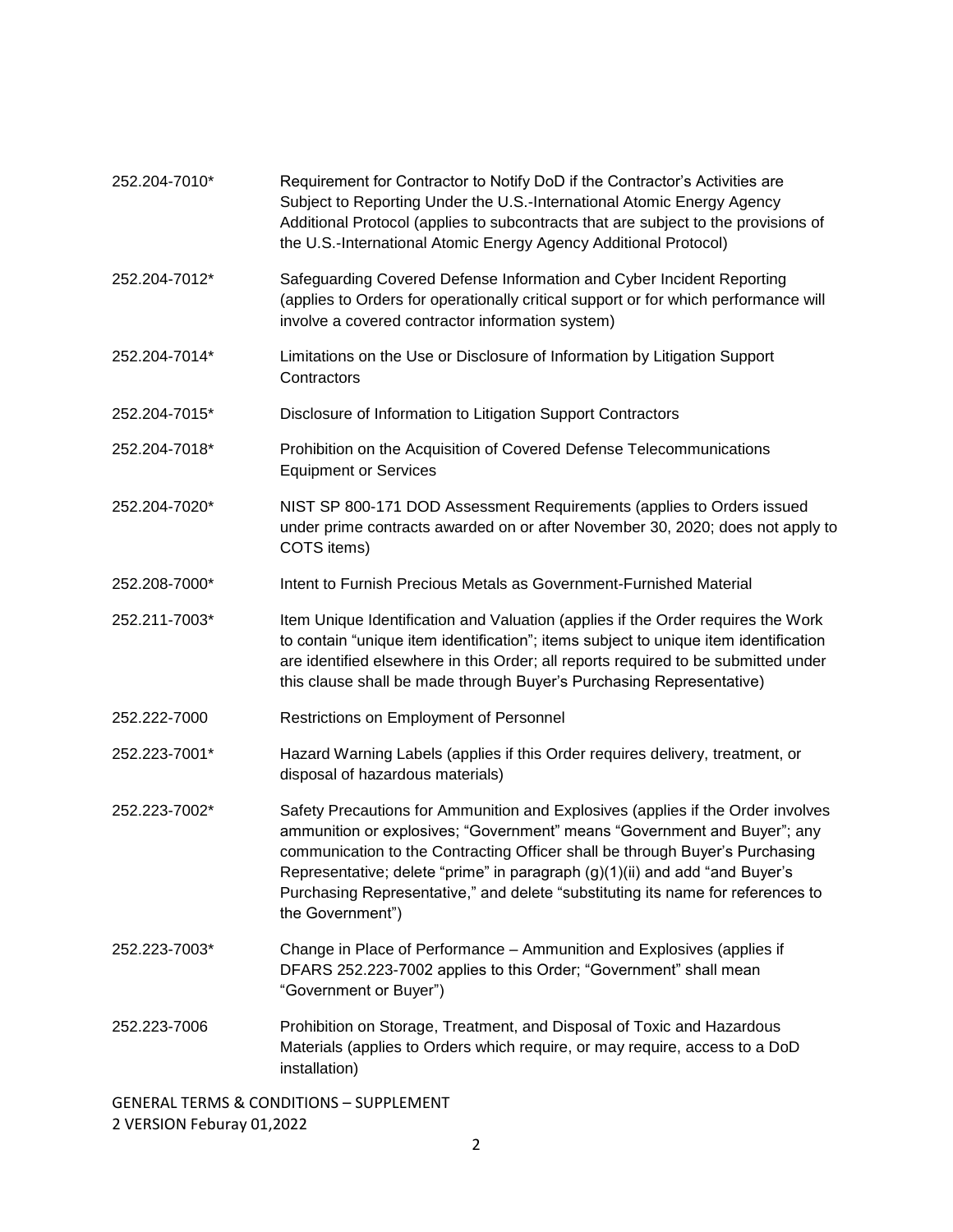| | |
|---|---|
| 252.204-7010* | Requirement for Contractor to Notify DoD if the Contractor's Activities are Subject to Reporting Under the U.S.-International Atomic Energy Agency Additional Protocol (applies to subcontracts that are subject to the provisions of the U.S.-International Atomic Energy Agency Additional Protocol) |
| 252.204-7012* | Safeguarding Covered Defense Information and Cyber Incident Reporting (applies to Orders for operationally critical support or for which performance will involve a covered contractor information system) |
| 252.204-7014* | Limitations on the Use or Disclosure of Information by Litigation Support Contractors |
| 252.204-7015* | Disclosure of Information to Litigation Support Contractors |
| 252.204-7018* | Prohibition on the Acquisition of Covered Defense Telecommunications Equipment or Services |
| 252.204-7020* | NIST SP 800-171 DOD Assessment Requirements (applies to Orders issued under prime contracts awarded on or after November 30, 2020; does not apply to COTS items) |
| 252.208-7000* | Intent to Furnish Precious Metals as Government-Furnished Material |
| 252.211-7003* | Item Unique Identification and Valuation (applies if the Order requires the Work to contain "unique item identification"; items subject to unique item identification are identified elsewhere in this Order; all reports required to be submitted under this clause shall be made through Buyer's Purchasing Representative) |
| 252.222-7000 | Restrictions on Employment of Personnel |
| 252.223-7001* | Hazard Warning Labels (applies if this Order requires delivery, treatment, or disposal of hazardous materials) |
| 252.223-7002* | Safety Precautions for Ammunition and Explosives (applies if the Order involves ammunition or explosives; "Government" means "Government and Buyer"; any communication to the Contracting Officer shall be through Buyer's Purchasing Representative; delete "prime" in paragraph (g)(1)(ii) and add "and Buyer's Purchasing Representative," and delete "substituting its name for references to the Government") |
| 252.223-7003* | Change in Place of Performance – Ammunition and Explosives (applies if DFARS 252.223-7002 applies to this Order; "Government" shall mean "Government or Buyer") |
| 252.223-7006 | Prohibition on Storage, Treatment, and Disposal of Toxic and Hazardous Materials (applies to Orders which require, or may require, access to a DoD installation) |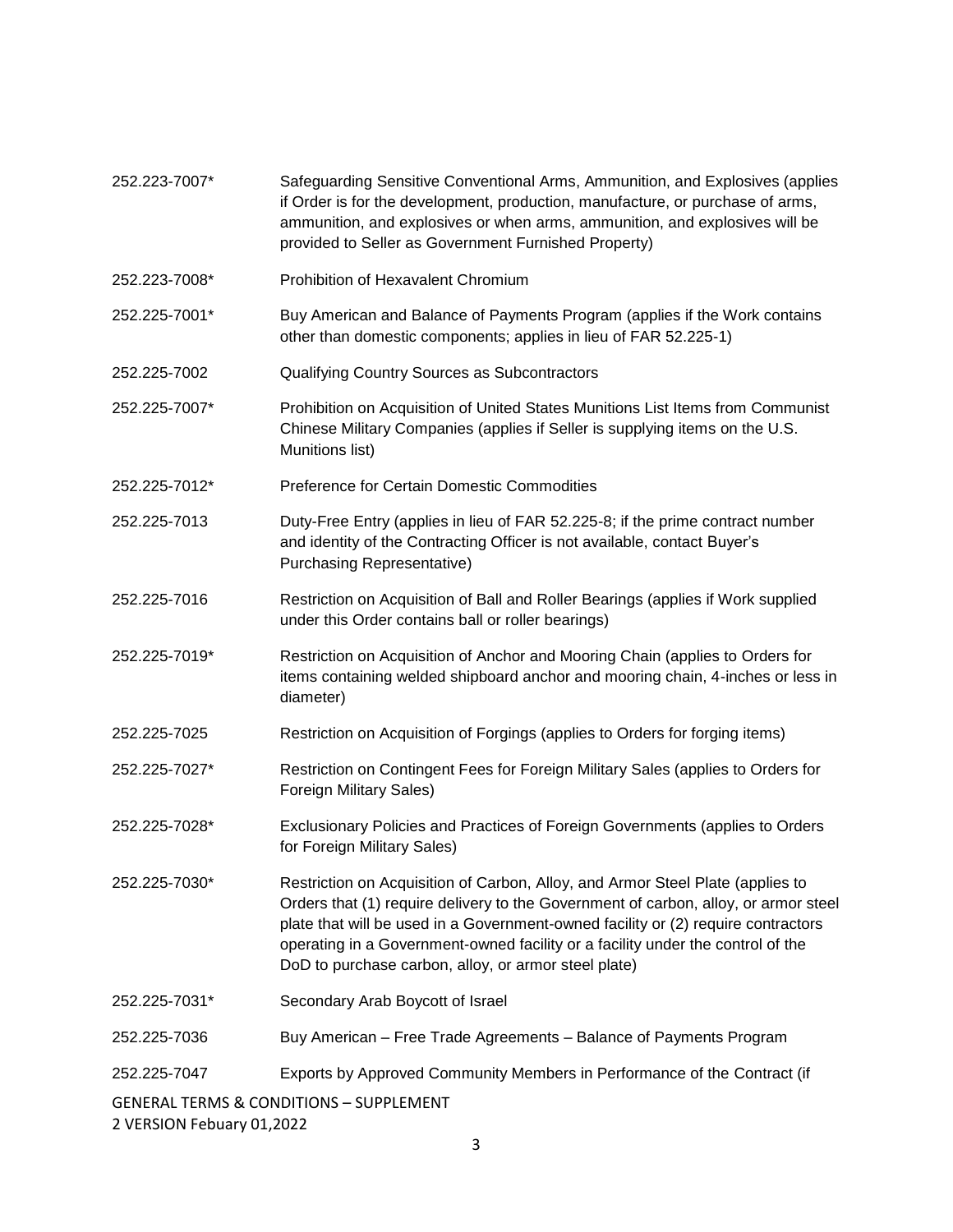| | |
|---|---|
| 252.223-7007* | Safeguarding Sensitive Conventional Arms, Ammunition, and Explosives (applies if Order is for the development, production, manufacture, or purchase of arms, ammunition, and explosives or when arms, ammunition, and explosives will be provided to Seller as Government Furnished Property) |
| 252.223-7008* | Prohibition of Hexavalent Chromium |
| 252.225-7001* | Buy American and Balance of Payments Program (applies if the Work contains other than domestic components; applies in lieu of FAR 52.225-1) |
| 252.225-7002 | Qualifying Country Sources as Subcontractors |
| 252.225-7007* | Prohibition on Acquisition of United States Munitions List Items from Communist Chinese Military Companies (applies if Seller is supplying items on the U.S. Munitions list) |
| 252.225-7012* | Preference for Certain Domestic Commodities |
| 252.225-7013 | Duty-Free Entry (applies in lieu of FAR 52.225-8; if the prime contract number and identity of the Contracting Officer is not available, contact Buyer's Purchasing Representative) |
| 252.225-7016 | Restriction on Acquisition of Ball and Roller Bearings (applies if Work supplied under this Order contains ball or roller bearings) |
| 252.225-7019* | Restriction on Acquisition of Anchor and Mooring Chain (applies to Orders for items containing welded shipboard anchor and mooring chain, 4-inches or less in diameter) |
| 252.225-7025 | Restriction on Acquisition of Forgings (applies to Orders for forging items) |
| 252.225-7027* | Restriction on Contingent Fees for Foreign Military Sales (applies to Orders for Foreign Military Sales) |
| 252.225-7028* | Exclusionary Policies and Practices of Foreign Governments (applies to Orders for Foreign Military Sales) |
| 252.225-7030* | Restriction on Acquisition of Carbon, Alloy, and Armor Steel Plate (applies to Orders that (1) require delivery to the Government of carbon, alloy, or armor steel plate that will be used in a Government-owned facility or (2) require contractors operating in a Government-owned facility or a facility under the control of the DoD to purchase carbon, alloy, or armor steel plate) |
| 252.225-7031* | Secondary Arab Boycott of Israel |
| 252.225-7036 | Buy American – Free Trade Agreements – Balance of Payments Program |
| 252.225-7047 | Exports by Approved Community Members in Performance of the Contract (if |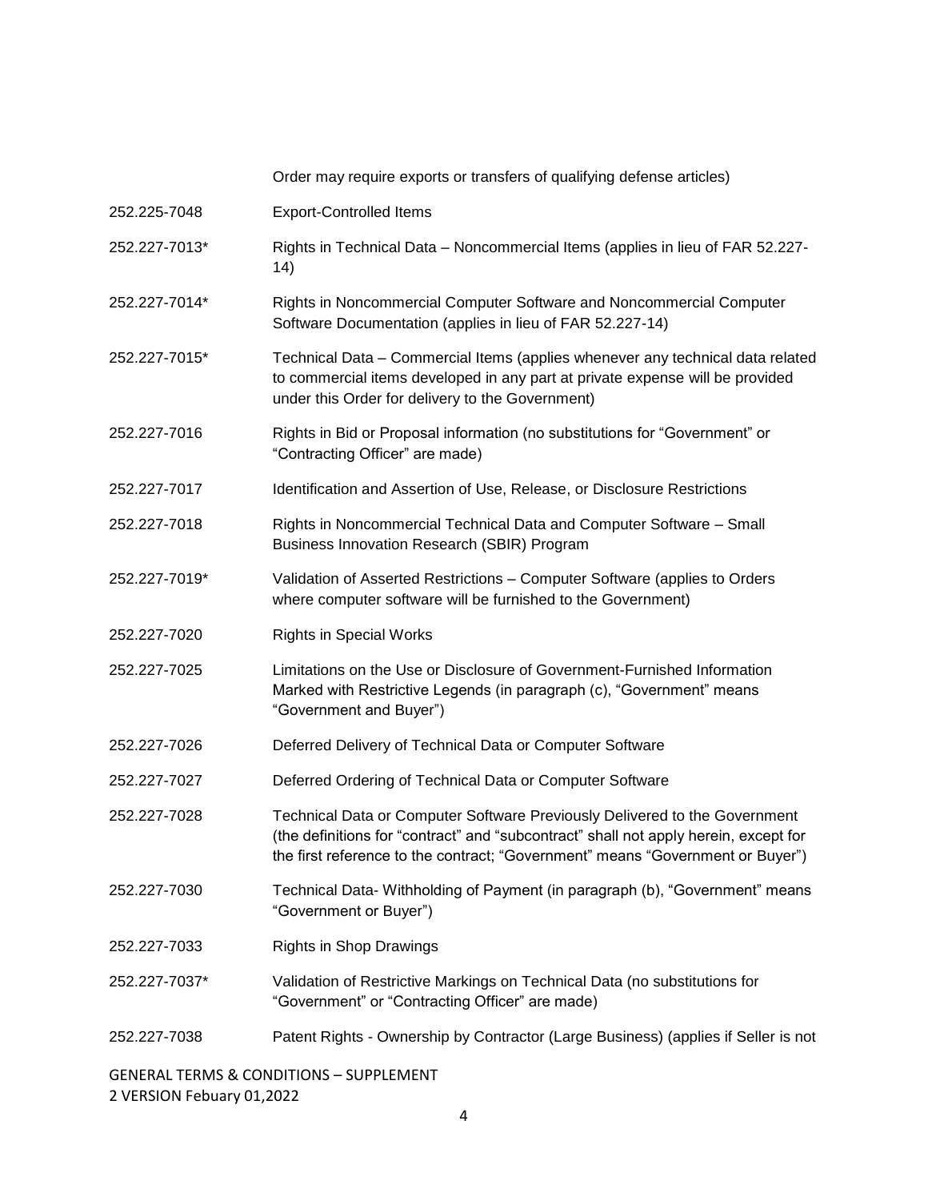| | |
|---|---|
| | Order may require exports or transfers of qualifying defense articles) |
| 252.225-7048 | Export-Controlled Items |
| 252.227-7013* | Rights in Technical Data – Noncommercial Items (applies in lieu of FAR 52.227-14) |
| 252.227-7014* | Rights in Noncommercial Computer Software and Noncommercial Computer Software Documentation (applies in lieu of FAR 52.227-14) |
| 252.227-7015* | Technical Data – Commercial Items (applies whenever any technical data related to commercial items developed in any part at private expense will be provided under this Order for delivery to the Government) |
| 252.227-7016 | Rights in Bid or Proposal information (no substitutions for "Government" or "Contracting Officer" are made) |
| 252.227-7017 | Identification and Assertion of Use, Release, or Disclosure Restrictions |
| 252.227-7018 | Rights in Noncommercial Technical Data and Computer Software – Small Business Innovation Research (SBIR) Program |
| 252.227-7019* | Validation of Asserted Restrictions – Computer Software (applies to Orders where computer software will be furnished to the Government) |
| 252.227-7020 | Rights in Special Works |
| 252.227-7025 | Limitations on the Use or Disclosure of Government-Furnished Information Marked with Restrictive Legends (in paragraph (c), "Government" means "Government and Buyer") |
| 252.227-7026 | Deferred Delivery of Technical Data or Computer Software |
| 252.227-7027 | Deferred Ordering of Technical Data or Computer Software |
| 252.227-7028 | Technical Data or Computer Software Previously Delivered to the Government (the definitions for "contract" and "subcontract" shall not apply herein, except for the first reference to the contract; "Government" means "Government or Buyer") |
| 252.227-7030 | Technical Data- Withholding of Payment (in paragraph (b), "Government" means "Government or Buyer") |
| 252.227-7033 | Rights in Shop Drawings |
| 252.227-7037* | Validation of Restrictive Markings on Technical Data (no substitutions for "Government" or "Contracting Officer" are made) |
| 252.227-7038 | Patent Rights - Ownership by Contractor (Large Business) (applies if Seller is not |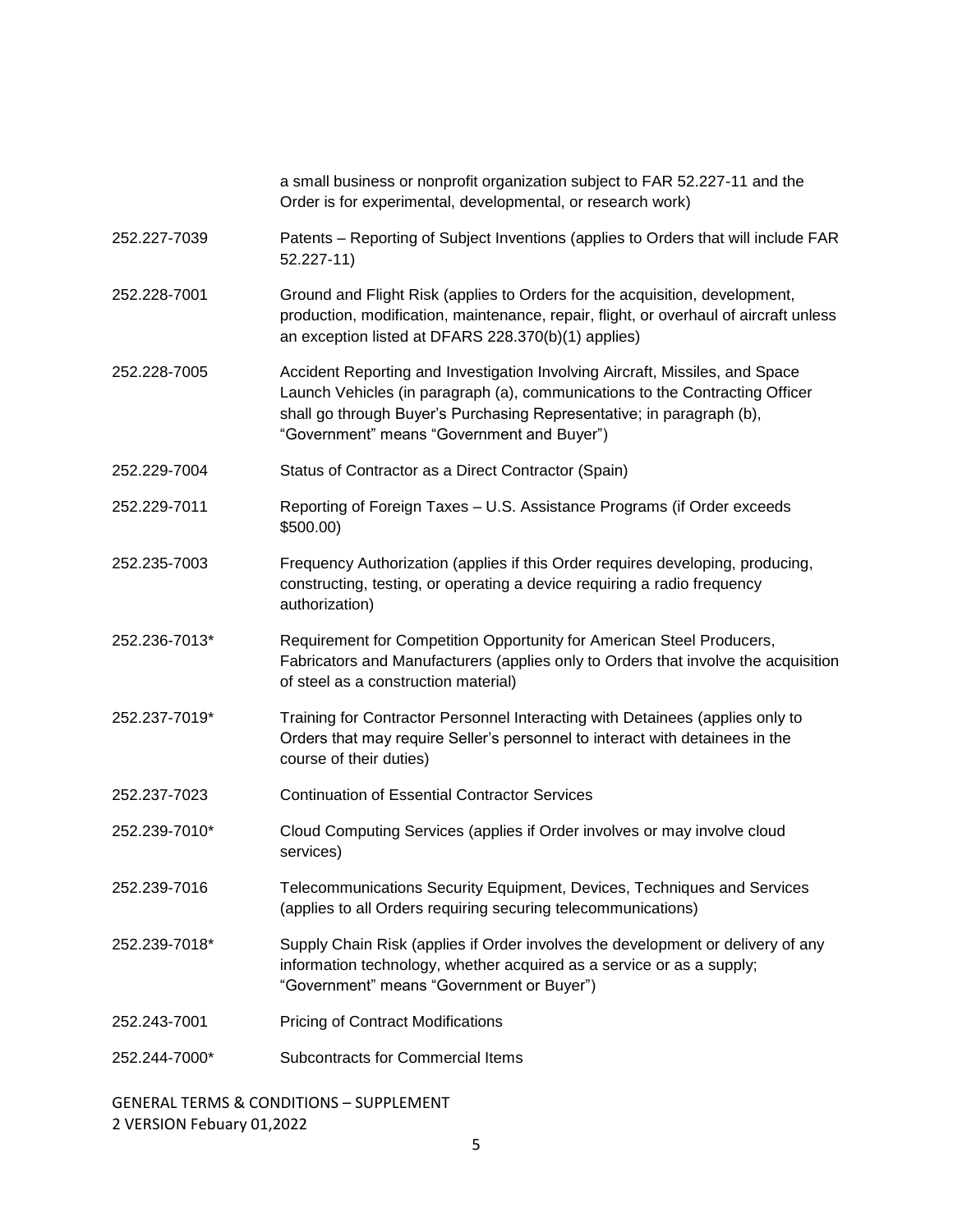| | |
|---|---|
| | a small business or nonprofit organization subject to FAR 52.227-11 and the Order is for experimental, developmental, or research work) |
| 252.227-7039 | Patents – Reporting of Subject Inventions (applies to Orders that will include FAR 52.227-11) |
| 252.228-7001 | Ground and Flight Risk (applies to Orders for the acquisition, development, production, modification, maintenance, repair, flight, or overhaul of aircraft unless an exception listed at DFARS 228.370(b)(1) applies) |
| 252.228-7005 | Accident Reporting and Investigation Involving Aircraft, Missiles, and Space Launch Vehicles (in paragraph (a), communications to the Contracting Officer shall go through Buyer's Purchasing Representative; in paragraph (b), "Government" means "Government and Buyer") |
| 252.229-7004 | Status of Contractor as a Direct Contractor (Spain) |
| 252.229-7011 | Reporting of Foreign Taxes – U.S. Assistance Programs (if Order exceeds $500.00) |
| 252.235-7003 | Frequency Authorization (applies if this Order requires developing, producing, constructing, testing, or operating a device requiring a radio frequency authorization) |
| 252.236-7013* | Requirement for Competition Opportunity for American Steel Producers, Fabricators and Manufacturers (applies only to Orders that involve the acquisition of steel as a construction material) |
| 252.237-7019* | Training for Contractor Personnel Interacting with Detainees (applies only to Orders that may require Seller's personnel to interact with detainees in the course of their duties) |
| 252.237-7023 | Continuation of Essential Contractor Services |
| 252.239-7010* | Cloud Computing Services (applies if Order involves or may involve cloud services) |
| 252.239-7016 | Telecommunications Security Equipment, Devices, Techniques and Services (applies to all Orders requiring securing telecommunications) |
| 252.239-7018* | Supply Chain Risk (applies if Order involves the development or delivery of any information technology, whether acquired as a service or as a supply; "Government" means "Government or Buyer") |
| 252.243-7001 | Pricing of Contract Modifications |
| 252.244-7000* | Subcontracts for Commercial Items |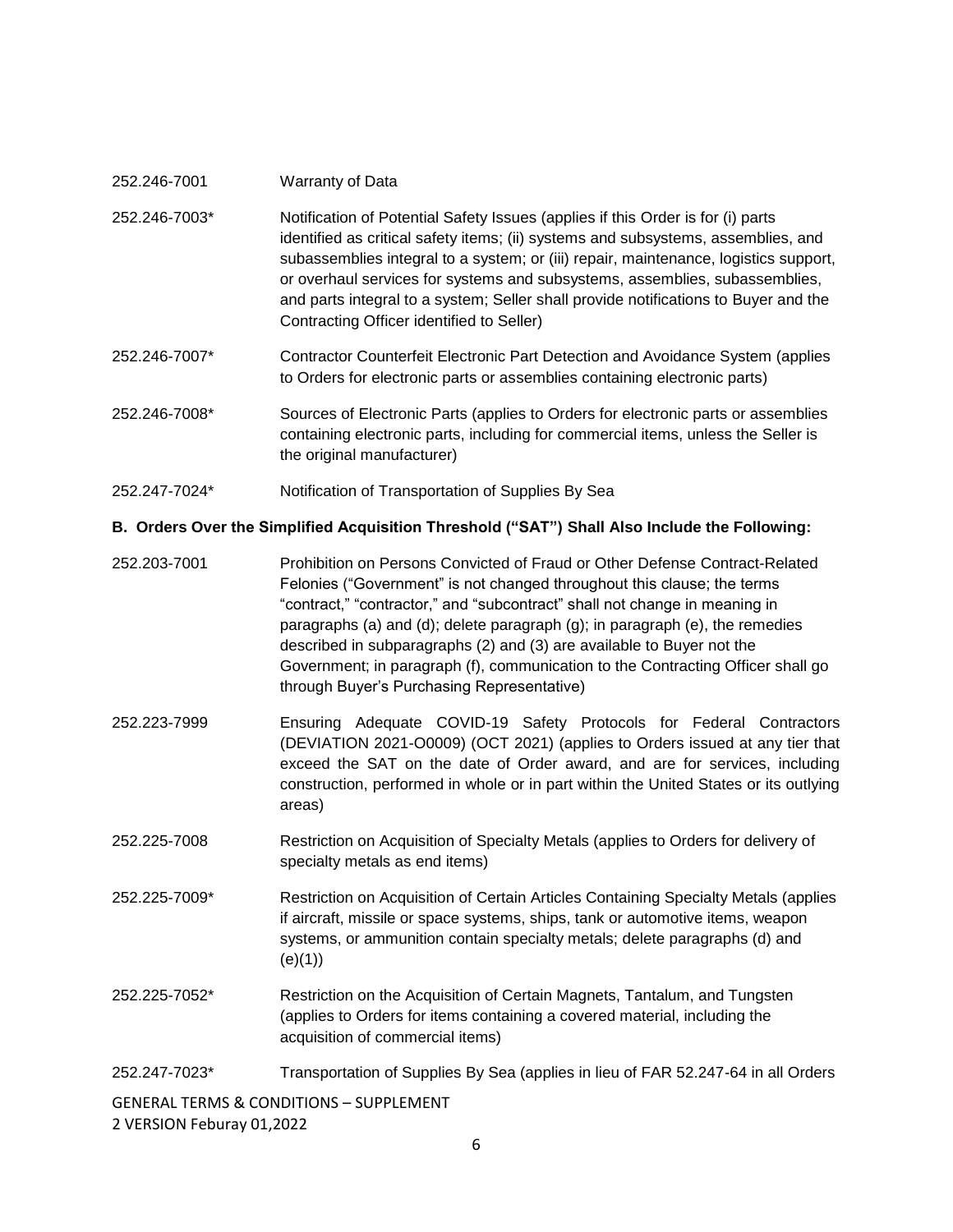252.246-7001 Warranty of Data

252.246-7003* Notification of Potential Safety Issues (applies if this Order is for (i) parts identified as critical safety items; (ii) systems and subsystems, assemblies, and subassemblies integral to a system; or (iii) repair, maintenance, logistics support, or overhaul services for systems and subsystems, assemblies, subassemblies, and parts integral to a system; Seller shall provide notifications to Buyer and the Contracting Officer identified to Seller)

252.246-7007* Contractor Counterfeit Electronic Part Detection and Avoidance System (applies to Orders for electronic parts or assemblies containing electronic parts)

252.246-7008* Sources of Electronic Parts (applies to Orders for electronic parts or assemblies containing electronic parts, including for commercial items, unless the Seller is the original manufacturer)

252.247-7024* Notification of Transportation of Supplies By Sea

**B. Orders Over the Simplified Acquisition Threshold ("SAT") Shall Also Include the Following:**

252.203-7001 Prohibition on Persons Convicted of Fraud or Other Defense Contract-Related Felonies ("Government" is not changed throughout this clause; the terms "contract," "contractor," and "subcontract" shall not change in meaning in paragraphs (a) and (d); delete paragraph (g); in paragraph (e), the remedies described in subparagraphs (2) and (3) are available to Buyer not the Government; in paragraph (f), communication to the Contracting Officer shall go through Buyer's Purchasing Representative)

252.223-7999 Ensuring Adequate COVID-19 Safety Protocols for Federal Contractors (DEVIATION 2021-O0009) (OCT 2021) (applies to Orders issued at any tier that exceed the SAT on the date of Order award, and are for services, including construction, performed in whole or in part within the United States or its outlying areas)

252.225-7008 Restriction on Acquisition of Specialty Metals (applies to Orders for delivery of specialty metals as end items)

252.225-7009* Restriction on Acquisition of Certain Articles Containing Specialty Metals (applies if aircraft, missile or space systems, ships, tank or automotive items, weapon systems, or ammunition contain specialty metals; delete paragraphs (d) and (e)(1))

252.225-7052* Restriction on the Acquisition of Certain Magnets, Tantalum, and Tungsten (applies to Orders for items containing a covered material, including the acquisition of commercial items)

252.247-7023* Transportation of Supplies By Sea (applies in lieu of FAR 52.247-64 in all Orders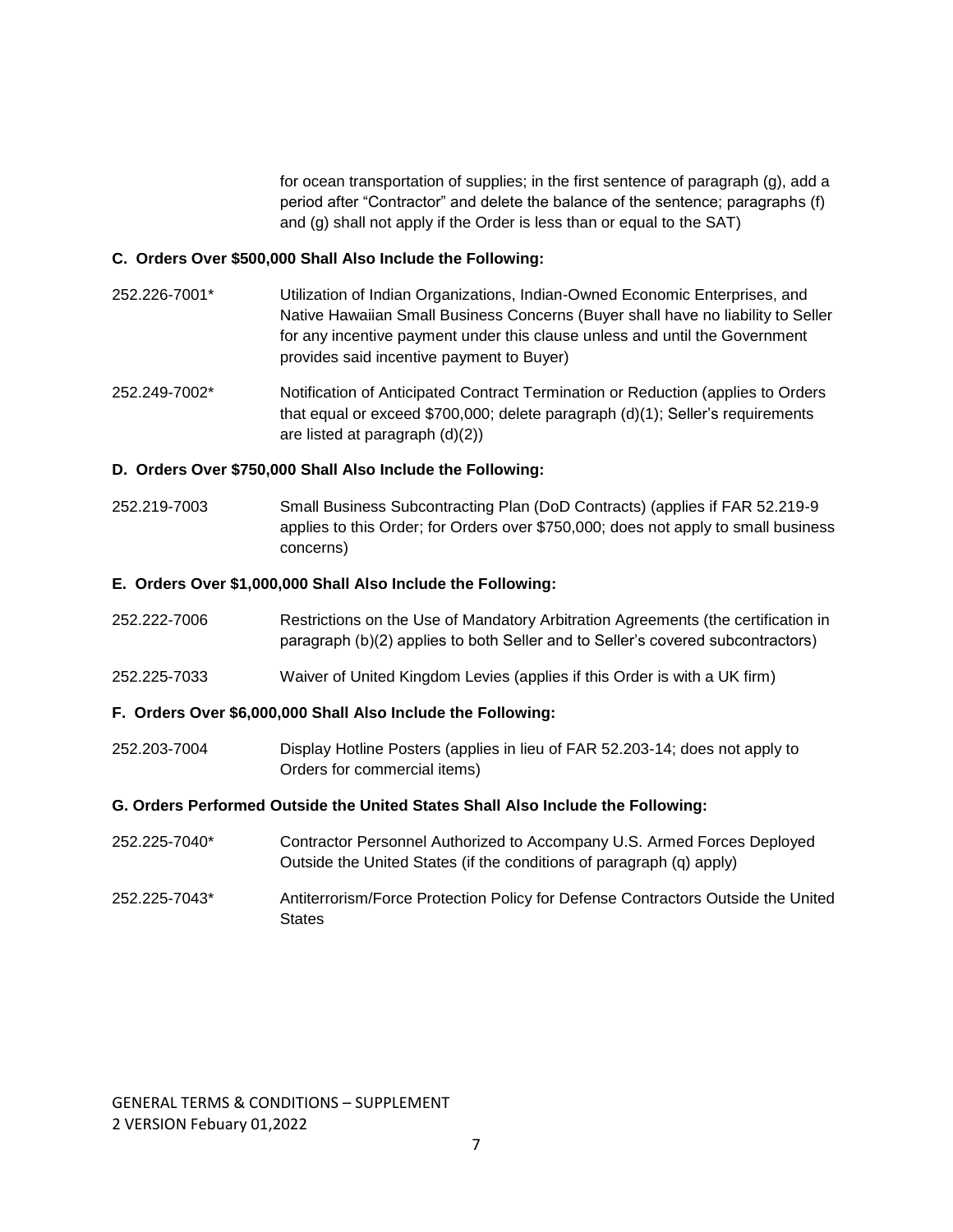for ocean transportation of supplies; in the first sentence of paragraph (g), add a period after "Contractor" and delete the balance of the sentence; paragraphs (f) and (g) shall not apply if the Order is less than or equal to the SAT)

**C. Orders Over $500,000 Shall Also Include the Following:**

| | |
|---|---|
| 252.226-7001* | Utilization of Indian Organizations, Indian-Owned Economic Enterprises, and Native Hawaiian Small Business Concerns (Buyer shall have no liability to Seller for any incentive payment under this clause unless and until the Government provides said incentive payment to Buyer) |
| 252.249-7002* | Notification of Anticipated Contract Termination or Reduction (applies to Orders that equal or exceed $700,000; delete paragraph (d)(1); Seller's requirements are listed at paragraph (d)(2)) |

**D. Orders Over $750,000 Shall Also Include the Following:**

| | |
|---|---|
| 252.219-7003 | Small Business Subcontracting Plan (DoD Contracts) (applies if FAR 52.219-9 applies to this Order; for Orders over $750,000; does not apply to small business concerns) |

**E. Orders Over $1,000,000 Shall Also Include the Following:**

| | |
|---|---|
| 252.222-7006 | Restrictions on the Use of Mandatory Arbitration Agreements (the certification in paragraph (b)(2) applies to both Seller and to Seller's covered subcontractors) |
| 252.225-7033 | Waiver of United Kingdom Levies (applies if this Order is with a UK firm) |

**F. Orders Over $6,000,000 Shall Also Include the Following:**

| | |
|---|---|
| 252.203-7004 | Display Hotline Posters (applies in lieu of FAR 52.203-14; does not apply to Orders for commercial items) |

**G. Orders Performed Outside the United States Shall Also Include the Following:**

| | |
|---|---|
| 252.225-7040* | Contractor Personnel Authorized to Accompany U.S. Armed Forces Deployed Outside the United States (if the conditions of paragraph (q) apply) |
| 252.225-7043* | Antiterrorism/Force Protection Policy for Defense Contractors Outside the United States |